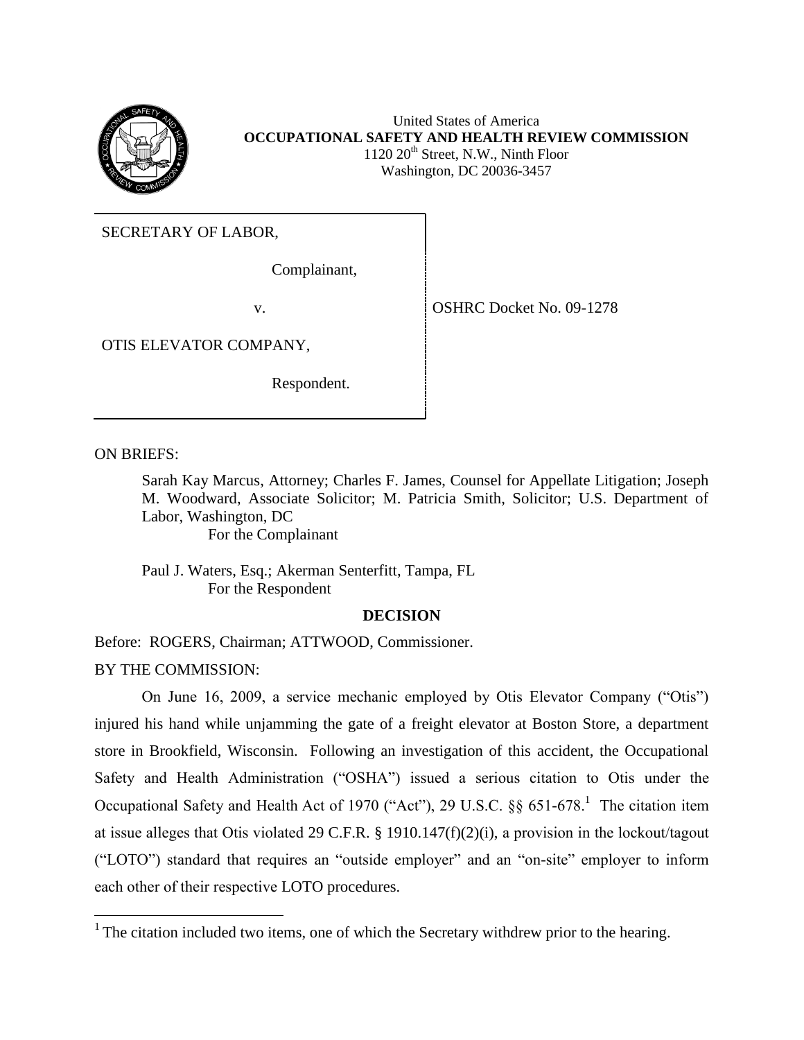United States of America
**OCCUPATIONAL SAFETY AND HEALTH REVIEW COMMISSION**
1120 20th Street, N.W., Ninth Floor
Washington, DC 20036-3457

SECRETARY OF LABOR,

Complainant,

v.

OTIS ELEVATOR COMPANY,

Respondent.

OSHRC Docket No. 09-1278

ON BRIEFS:

Sarah Kay Marcus, Attorney; Charles F. James, Counsel for Appellate Litigation; Joseph M. Woodward, Associate Solicitor; M. Patricia Smith, Solicitor; U.S. Department of Labor, Washington, DC
For the Complainant

Paul J. Waters, Esq.; Akerman Senterfitt, Tampa, FL
For the Respondent

**DECISION**

Before: ROGERS, Chairman; ATTWOOD, Commissioner.

BY THE COMMISSION:

On June 16, 2009, a service mechanic employed by Otis Elevator Company ("Otis") injured his hand while unjamming the gate of a freight elevator at Boston Store, a department store in Brookfield, Wisconsin. Following an investigation of this accident, the Occupational Safety and Health Administration ("OSHA") issued a serious citation to Otis under the Occupational Safety and Health Act of 1970 ("Act"), 29 U.S.C. §§ 651-678.[1] The citation item at issue alleges that Otis violated 29 C.F.R. § 1910.147(f)(2)(i), a provision in the lockout/tagout ("LOTO") standard that requires an "outside employer" and an "on-site" employer to inform each other of their respective LOTO procedures.

[1] The citation included two items, one of which the Secretary withdrew prior to the hearing.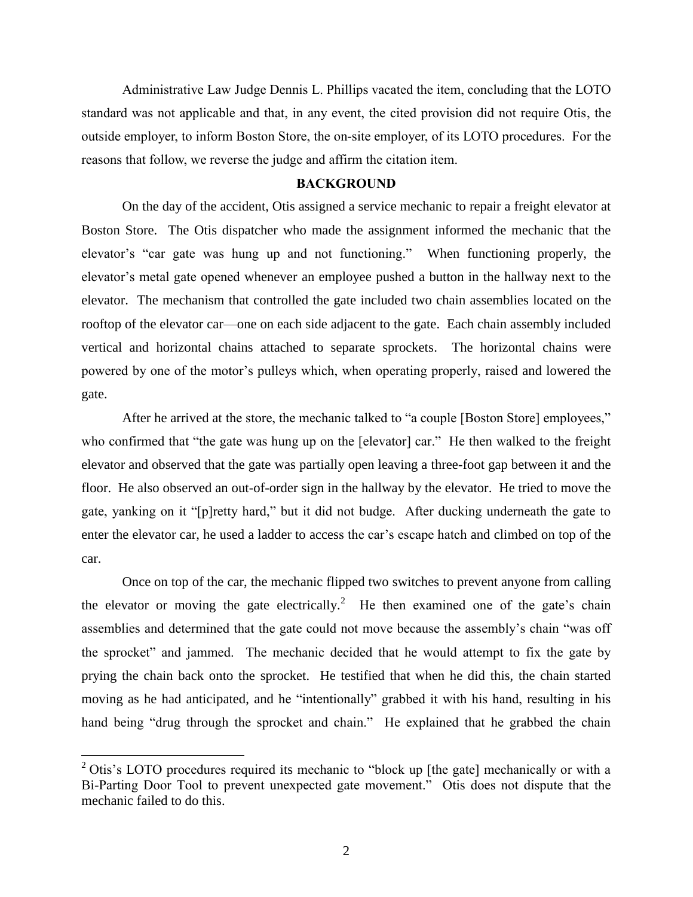Administrative Law Judge Dennis L. Phillips vacated the item, concluding that the LOTO standard was not applicable and that, in any event, the cited provision did not require Otis, the outside employer, to inform Boston Store, the on-site employer, of its LOTO procedures. For the reasons that follow, we reverse the judge and affirm the citation item.

## BACKGROUND

On the day of the accident, Otis assigned a service mechanic to repair a freight elevator at Boston Store. The Otis dispatcher who made the assignment informed the mechanic that the elevator's "car gate was hung up and not functioning." When functioning properly, the elevator's metal gate opened whenever an employee pushed a button in the hallway next to the elevator. The mechanism that controlled the gate included two chain assemblies located on the rooftop of the elevator car—one on each side adjacent to the gate. Each chain assembly included vertical and horizontal chains attached to separate sprockets. The horizontal chains were powered by one of the motor's pulleys which, when operating properly, raised and lowered the gate.

After he arrived at the store, the mechanic talked to "a couple [Boston Store] employees," who confirmed that "the gate was hung up on the [elevator] car." He then walked to the freight elevator and observed that the gate was partially open leaving a three-foot gap between it and the floor. He also observed an out-of-order sign in the hallway by the elevator. He tried to move the gate, yanking on it "[p]retty hard," but it did not budge. After ducking underneath the gate to enter the elevator car, he used a ladder to access the car's escape hatch and climbed on top of the car.

Once on top of the car, the mechanic flipped two switches to prevent anyone from calling the elevator or moving the gate electrically.[2] He then examined one of the gate's chain assemblies and determined that the gate could not move because the assembly's chain "was off the sprocket" and jammed. The mechanic decided that he would attempt to fix the gate by prying the chain back onto the sprocket. He testified that when he did this, the chain started moving as he had anticipated, and he "intentionally" grabbed it with his hand, resulting in his hand being "drug through the sprocket and chain." He explained that he grabbed the chain

[2] Otis's LOTO procedures required its mechanic to "block up [the gate] mechanically or with a Bi-Parting Door Tool to prevent unexpected gate movement." Otis does not dispute that the mechanic failed to do this.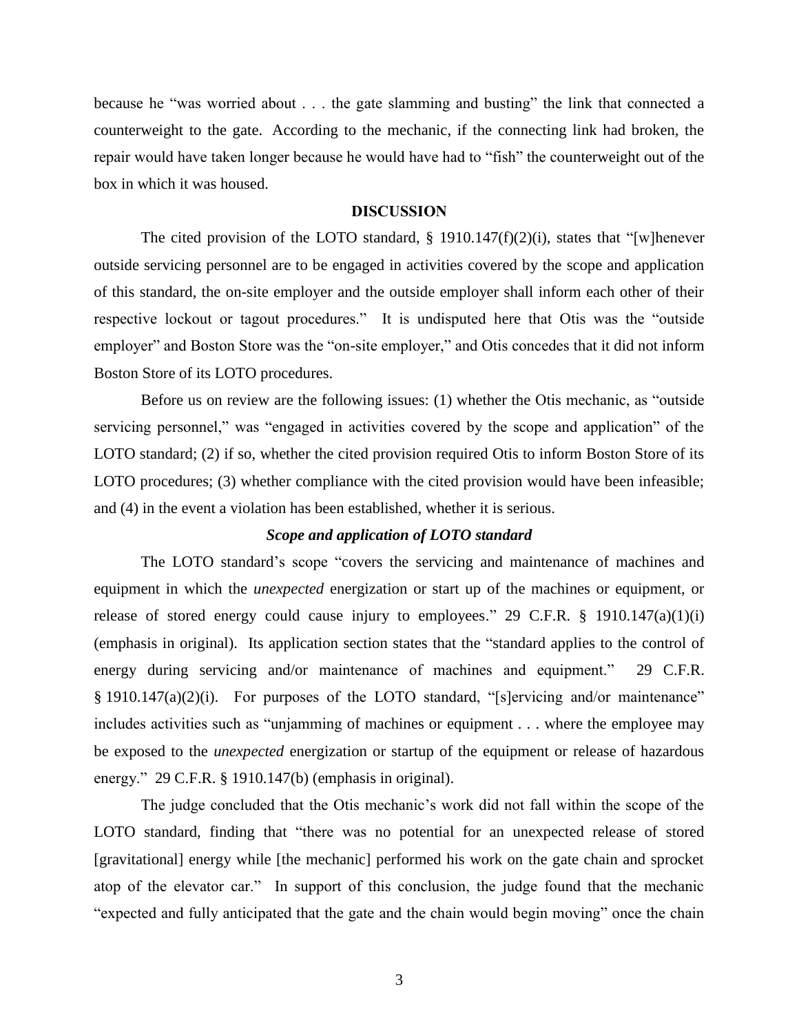because he "was worried about . . . the gate slamming and busting" the link that connected a counterweight to the gate. According to the mechanic, if the connecting link had broken, the repair would have taken longer because he would have had to "fish" the counterweight out of the box in which it was housed.

## DISCUSSION

The cited provision of the LOTO standard, § 1910.147(f)(2)(i), states that "[w]henever outside servicing personnel are to be engaged in activities covered by the scope and application of this standard, the on-site employer and the outside employer shall inform each other of their respective lockout or tagout procedures." It is undisputed here that Otis was the "outside employer" and Boston Store was the "on-site employer," and Otis concedes that it did not inform Boston Store of its LOTO procedures.

Before us on review are the following issues: (1) whether the Otis mechanic, as "outside servicing personnel," was "engaged in activities covered by the scope and application" of the LOTO standard; (2) if so, whether the cited provision required Otis to inform Boston Store of its LOTO procedures; (3) whether compliance with the cited provision would have been infeasible; and (4) in the event a violation has been established, whether it is serious.

### *Scope and application of LOTO standard*

The LOTO standard's scope "covers the servicing and maintenance of machines and equipment in which the *unexpected* energization or start up of the machines or equipment, or release of stored energy could cause injury to employees." 29 C.F.R. § 1910.147(a)(1)(i) (emphasis in original). Its application section states that the "standard applies to the control of energy during servicing and/or maintenance of machines and equipment." 29 C.F.R. § 1910.147(a)(2)(i). For purposes of the LOTO standard, "[s]ervicing and/or maintenance" includes activities such as "unjamming of machines or equipment . . . where the employee may be exposed to the *unexpected* energization or startup of the equipment or release of hazardous energy." 29 C.F.R. § 1910.147(b) (emphasis in original).

The judge concluded that the Otis mechanic's work did not fall within the scope of the LOTO standard, finding that "there was no potential for an unexpected release of stored [gravitational] energy while [the mechanic] performed his work on the gate chain and sprocket atop of the elevator car." In support of this conclusion, the judge found that the mechanic "expected and fully anticipated that the gate and the chain would begin moving" once the chain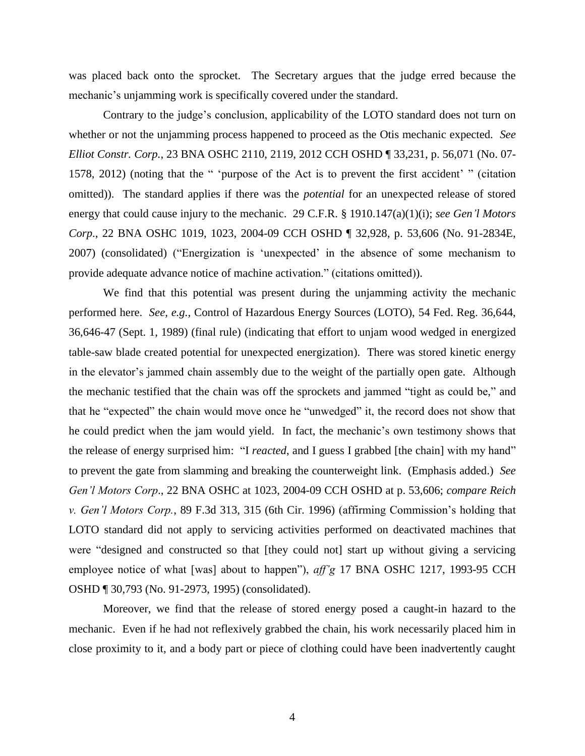was placed back onto the sprocket. The Secretary argues that the judge erred because the mechanic's unjamming work is specifically covered under the standard.

Contrary to the judge's conclusion, applicability of the LOTO standard does not turn on whether or not the unjamming process happened to proceed as the Otis mechanic expected. *See Elliot Constr. Corp.*, 23 BNA OSHC 2110, 2119, 2012 CCH OSHD ¶ 33,231, p. 56,071 (No. 07-1578, 2012) (noting that the " 'purpose of the Act is to prevent the first accident' " (citation omitted)). The standard applies if there was the *potential* for an unexpected release of stored energy that could cause injury to the mechanic. 29 C.F.R. § 1910.147(a)(1)(i); *see Gen'l Motors Corp*., 22 BNA OSHC 1019, 1023, 2004-09 CCH OSHD ¶ 32,928, p. 53,606 (No. 91-2834E, 2007) (consolidated) ("Energization is 'unexpected' in the absence of some mechanism to provide adequate advance notice of machine activation." (citations omitted)).

We find that this potential was present during the unjamming activity the mechanic performed here. *See, e.g.,* Control of Hazardous Energy Sources (LOTO), 54 Fed. Reg. 36,644, 36,646-47 (Sept. 1, 1989) (final rule) (indicating that effort to unjam wood wedged in energized table-saw blade created potential for unexpected energization). There was stored kinetic energy in the elevator's jammed chain assembly due to the weight of the partially open gate. Although the mechanic testified that the chain was off the sprockets and jammed "tight as could be," and that he "expected" the chain would move once he "unwedged" it, the record does not show that he could predict when the jam would yield. In fact, the mechanic's own testimony shows that the release of energy surprised him: "I *reacted*, and I guess I grabbed [the chain] with my hand" to prevent the gate from slamming and breaking the counterweight link. (Emphasis added.) *See Gen'l Motors Corp*., 22 BNA OSHC at 1023, 2004-09 CCH OSHD at p. 53,606; *compare Reich v. Gen'l Motors Corp.*, 89 F.3d 313, 315 (6th Cir. 1996) (affirming Commission's holding that LOTO standard did not apply to servicing activities performed on deactivated machines that were "designed and constructed so that [they could not] start up without giving a servicing employee notice of what [was] about to happen"), *aff'g* 17 BNA OSHC 1217, 1993-95 CCH OSHD ¶ 30,793 (No. 91-2973, 1995) (consolidated).

Moreover, we find that the release of stored energy posed a caught-in hazard to the mechanic. Even if he had not reflexively grabbed the chain, his work necessarily placed him in close proximity to it, and a body part or piece of clothing could have been inadvertently caught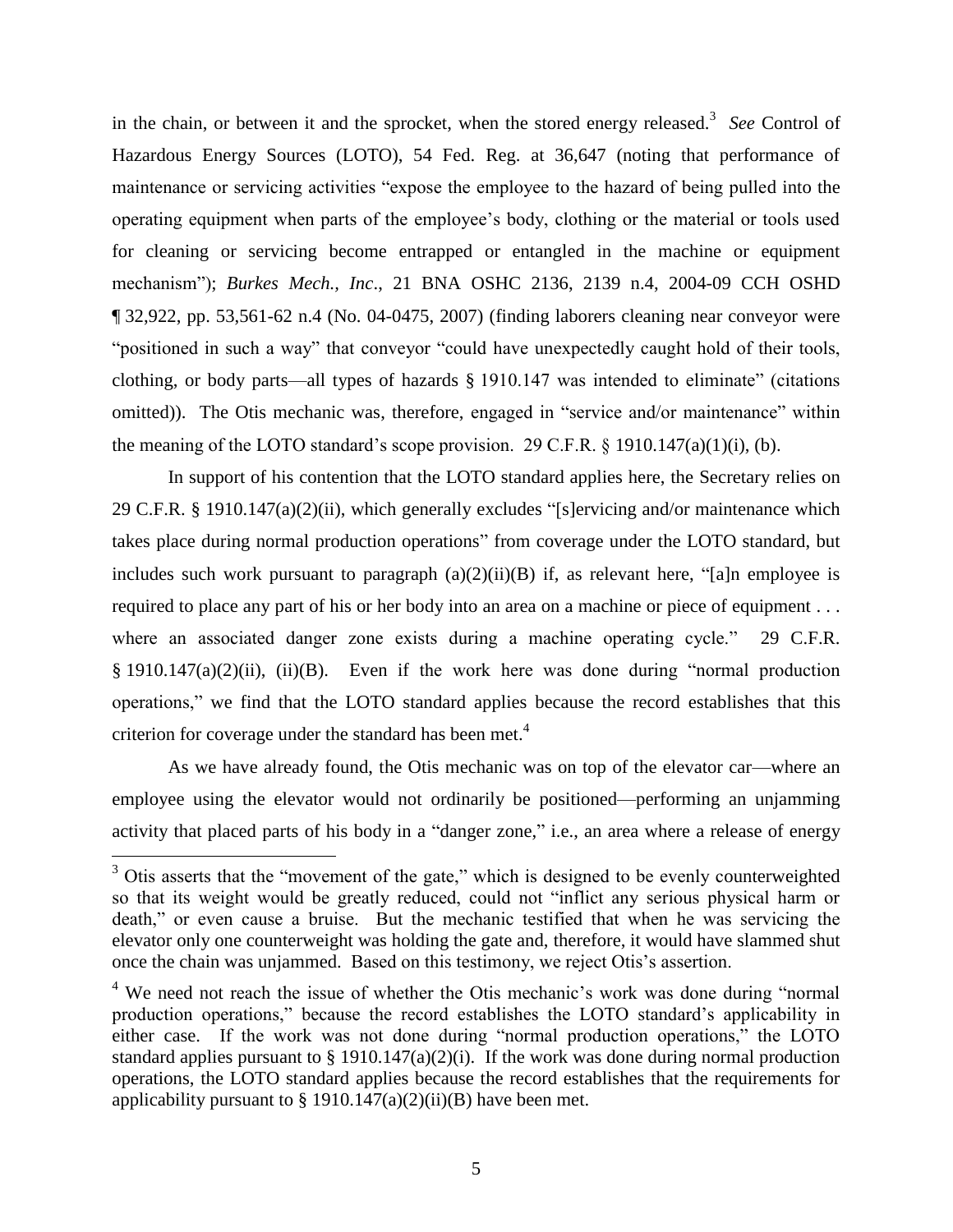in the chain, or between it and the sprocket, when the stored energy released.[3] *See* Control of Hazardous Energy Sources (LOTO), 54 Fed. Reg. at 36,647 (noting that performance of maintenance or servicing activities "expose the employee to the hazard of being pulled into the operating equipment when parts of the employee's body, clothing or the material or tools used for cleaning or servicing become entrapped or entangled in the machine or equipment mechanism"); *Burkes Mech., Inc*., 21 BNA OSHC 2136, 2139 n.4, 2004-09 CCH OSHD ¶ 32,922, pp. 53,561-62 n.4 (No. 04-0475, 2007) (finding laborers cleaning near conveyor were "positioned in such a way" that conveyor "could have unexpectedly caught hold of their tools, clothing, or body parts—all types of hazards § 1910.147 was intended to eliminate" (citations omitted)). The Otis mechanic was, therefore, engaged in "service and/or maintenance" within the meaning of the LOTO standard's scope provision. 29 C.F.R. § 1910.147(a)(1)(i), (b).

In support of his contention that the LOTO standard applies here, the Secretary relies on 29 C.F.R. § 1910.147(a)(2)(ii), which generally excludes "[s]ervicing and/or maintenance which takes place during normal production operations" from coverage under the LOTO standard, but includes such work pursuant to paragraph (a)(2)(ii)(B) if, as relevant here, "[a]n employee is required to place any part of his or her body into an area on a machine or piece of equipment . . . where an associated danger zone exists during a machine operating cycle." 29 C.F.R. § 1910.147(a)(2)(ii), (ii)(B). Even if the work here was done during "normal production operations," we find that the LOTO standard applies because the record establishes that this criterion for coverage under the standard has been met.[4]

As we have already found, the Otis mechanic was on top of the elevator car—where an employee using the elevator would not ordinarily be positioned—performing an unjamming activity that placed parts of his body in a "danger zone," i.e., an area where a release of energy

---

[3] Otis asserts that the "movement of the gate," which is designed to be evenly counterweighted so that its weight would be greatly reduced, could not "inflict any serious physical harm or death," or even cause a bruise. But the mechanic testified that when he was servicing the elevator only one counterweight was holding the gate and, therefore, it would have slammed shut once the chain was unjammed. Based on this testimony, we reject Otis's assertion.

[4] We need not reach the issue of whether the Otis mechanic's work was done during "normal production operations," because the record establishes the LOTO standard's applicability in either case. If the work was not done during "normal production operations," the LOTO standard applies pursuant to § 1910.147(a)(2)(i). If the work was done during normal production operations, the LOTO standard applies because the record establishes that the requirements for applicability pursuant to § 1910.147(a)(2)(ii)(B) have been met.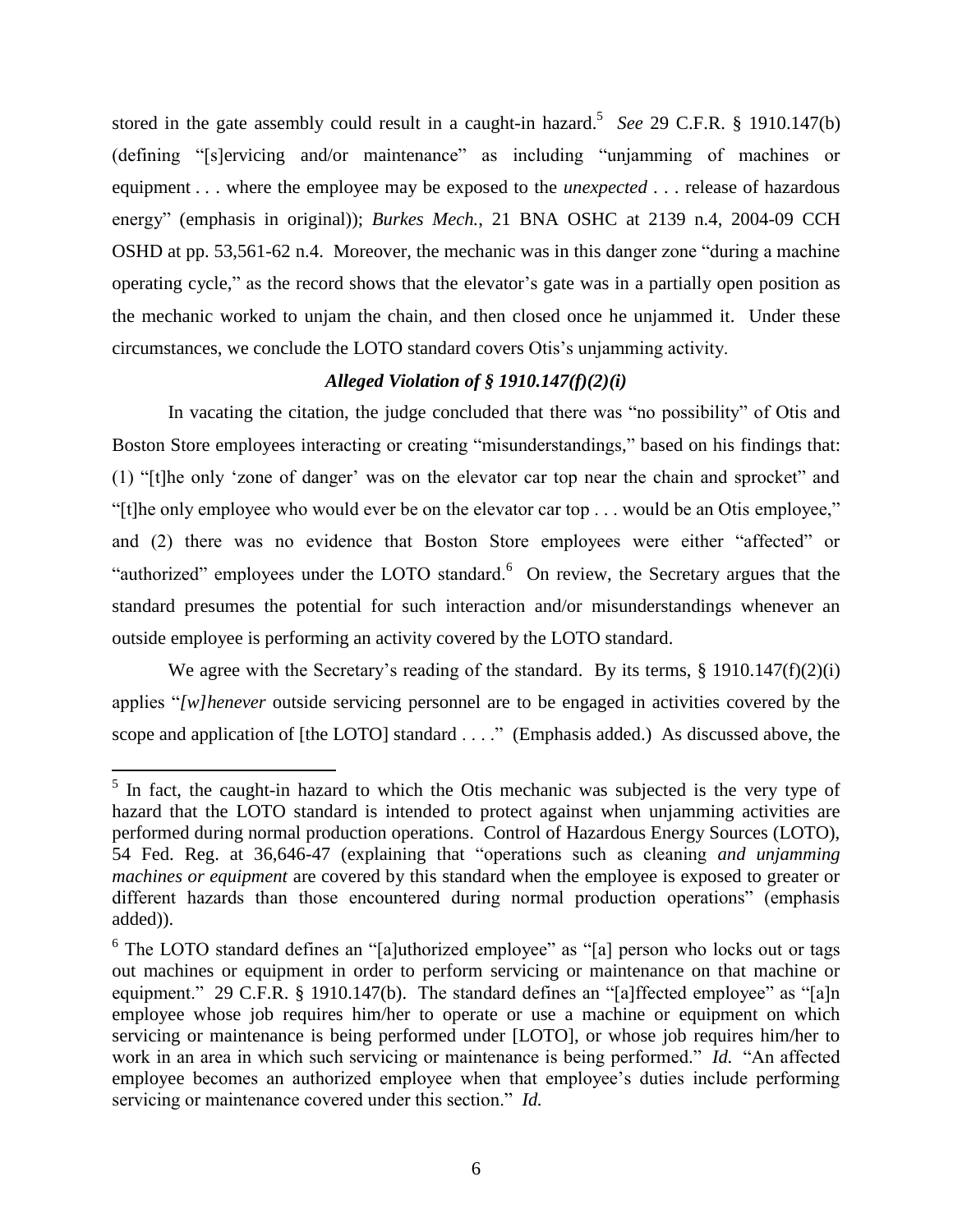stored in the gate assembly could result in a caught-in hazard.[5] *See* 29 C.F.R. § 1910.147(b) (defining "[s]ervicing and/or maintenance" as including "unjamming of machines or equipment . . . where the employee may be exposed to the *unexpected* . . . release of hazardous energy" (emphasis in original)); *Burkes Mech.*, 21 BNA OSHC at 2139 n.4, 2004-09 CCH OSHD at pp. 53,561-62 n.4. Moreover, the mechanic was in this danger zone "during a machine operating cycle," as the record shows that the elevator's gate was in a partially open position as the mechanic worked to unjam the chain, and then closed once he unjammed it. Under these circumstances, we conclude the LOTO standard covers Otis's unjamming activity.

### ***Alleged Violation of § 1910.147(f)(2)(i)***

In vacating the citation, the judge concluded that there was "no possibility" of Otis and Boston Store employees interacting or creating "misunderstandings," based on his findings that: (1) "[t]he only 'zone of danger' was on the elevator car top near the chain and sprocket" and "[t]he only employee who would ever be on the elevator car top . . . would be an Otis employee," and (2) there was no evidence that Boston Store employees were either "affected" or "authorized" employees under the LOTO standard.[6] On review, the Secretary argues that the standard presumes the potential for such interaction and/or misunderstandings whenever an outside employee is performing an activity covered by the LOTO standard.

We agree with the Secretary's reading of the standard. By its terms, § 1910.147(f)(2)(i) applies "*[w]henever* outside servicing personnel are to be engaged in activities covered by the scope and application of [the LOTO] standard . . . ." (Emphasis added.) As discussed above, the

---

[5] In fact, the caught-in hazard to which the Otis mechanic was subjected is the very type of hazard that the LOTO standard is intended to protect against when unjamming activities are performed during normal production operations. Control of Hazardous Energy Sources (LOTO), 54 Fed. Reg. at 36,646-47 (explaining that "operations such as cleaning *and unjamming machines or equipment* are covered by this standard when the employee is exposed to greater or different hazards than those encountered during normal production operations" (emphasis added)).

[6] The LOTO standard defines an "[a]uthorized employee" as "[a] person who locks out or tags out machines or equipment in order to perform servicing or maintenance on that machine or equipment." 29 C.F.R. § 1910.147(b). The standard defines an "[a]ffected employee" as "[a]n employee whose job requires him/her to operate or use a machine or equipment on which servicing or maintenance is being performed under [LOTO], or whose job requires him/her to work in an area in which such servicing or maintenance is being performed." *Id.* "An affected employee becomes an authorized employee when that employee's duties include performing servicing or maintenance covered under this section." *Id.*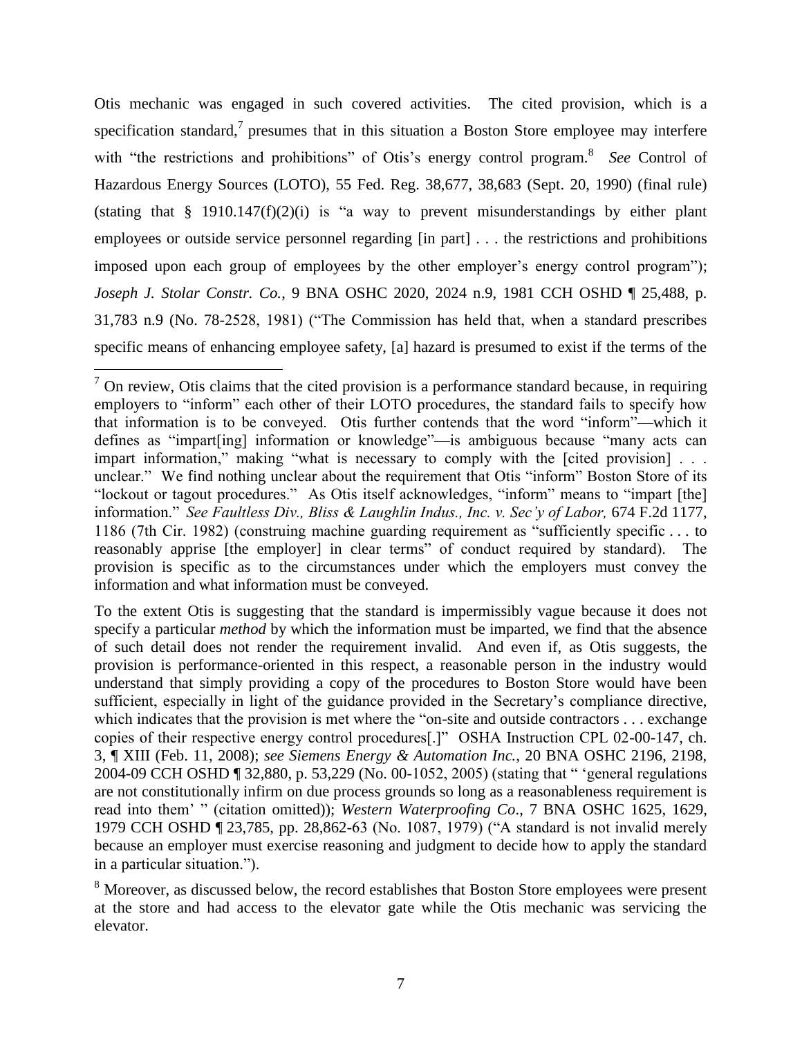Otis mechanic was engaged in such covered activities. The cited provision, which is a specification standard,[7] presumes that in this situation a Boston Store employee may interfere with "the restrictions and prohibitions" of Otis's energy control program.[8] *See* Control of Hazardous Energy Sources (LOTO), 55 Fed. Reg. 38,677, 38,683 (Sept. 20, 1990) (final rule) (stating that § 1910.147(f)(2)(i) is "a way to prevent misunderstandings by either plant employees or outside service personnel regarding [in part] . . . the restrictions and prohibitions imposed upon each group of employees by the other employer's energy control program"); *Joseph J. Stolar Constr. Co.*, 9 BNA OSHC 2020, 2024 n.9, 1981 CCH OSHD ¶ 25,488, p. 31,783 n.9 (No. 78-2528, 1981) ("The Commission has held that, when a standard prescribes specific means of enhancing employee safety, [a] hazard is presumed to exist if the terms of the

---

[7] On review, Otis claims that the cited provision is a performance standard because, in requiring employers to "inform" each other of their LOTO procedures, the standard fails to specify how that information is to be conveyed. Otis further contends that the word "inform"—which it defines as "impart[ing] information or knowledge"—is ambiguous because "many acts can impart information," making "what is necessary to comply with the [cited provision] . . . unclear." We find nothing unclear about the requirement that Otis "inform" Boston Store of its "lockout or tagout procedures." As Otis itself acknowledges, "inform" means to "impart [the] information." *See Faultless Div., Bliss & Laughlin Indus., Inc. v. Sec'y of Labor,* 674 F.2d 1177, 1186 (7th Cir. 1982) (construing machine guarding requirement as "sufficiently specific . . . to reasonably apprise [the employer] in clear terms" of conduct required by standard). The provision is specific as to the circumstances under which the employers must convey the information and what information must be conveyed.

To the extent Otis is suggesting that the standard is impermissibly vague because it does not specify a particular *method* by which the information must be imparted, we find that the absence of such detail does not render the requirement invalid. And even if, as Otis suggests, the provision is performance-oriented in this respect, a reasonable person in the industry would understand that simply providing a copy of the procedures to Boston Store would have been sufficient, especially in light of the guidance provided in the Secretary's compliance directive, which indicates that the provision is met where the "on-site and outside contractors . . . exchange copies of their respective energy control procedures[.]" OSHA Instruction CPL 02-00-147, ch. 3, ¶ XIII (Feb. 11, 2008); *see Siemens Energy & Automation Inc.*, 20 BNA OSHC 2196, 2198, 2004-09 CCH OSHD ¶ 32,880, p. 53,229 (No. 00-1052, 2005) (stating that " 'general regulations are not constitutionally infirm on due process grounds so long as a reasonableness requirement is read into them' " (citation omitted)); *Western Waterproofing Co*., 7 BNA OSHC 1625, 1629, 1979 CCH OSHD ¶ 23,785, pp. 28,862-63 (No. 1087, 1979) ("A standard is not invalid merely because an employer must exercise reasoning and judgment to decide how to apply the standard in a particular situation.").

[8] Moreover, as discussed below, the record establishes that Boston Store employees were present at the store and had access to the elevator gate while the Otis mechanic was servicing the elevator.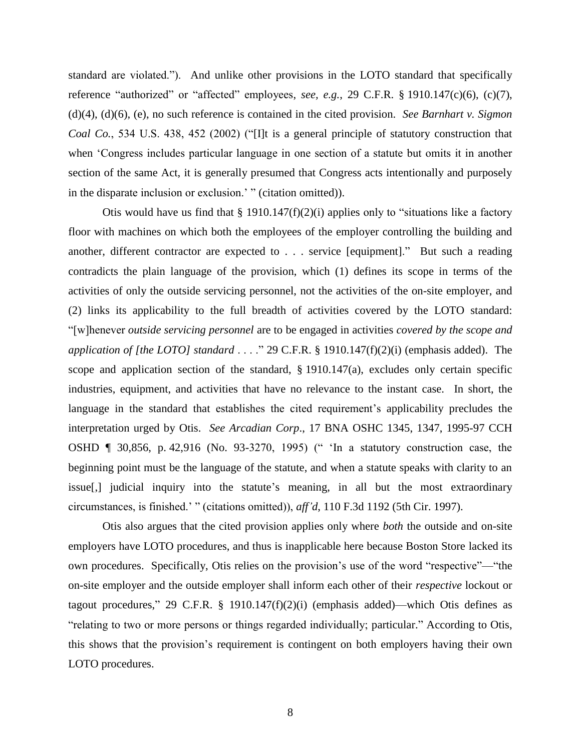standard are violated."). And unlike other provisions in the LOTO standard that specifically reference "authorized" or "affected" employees, *see, e.g.*, 29 C.F.R. § 1910.147(c)(6), (c)(7), (d)(4), (d)(6), (e), no such reference is contained in the cited provision. *See Barnhart v. Sigmon Coal Co.*, 534 U.S. 438, 452 (2002) ("[I]t is a general principle of statutory construction that when 'Congress includes particular language in one section of a statute but omits it in another section of the same Act, it is generally presumed that Congress acts intentionally and purposely in the disparate inclusion or exclusion.' " (citation omitted)).

Otis would have us find that § 1910.147(f)(2)(i) applies only to "situations like a factory floor with machines on which both the employees of the employer controlling the building and another, different contractor are expected to . . . service [equipment]." But such a reading contradicts the plain language of the provision, which (1) defines its scope in terms of the activities of only the outside servicing personnel, not the activities of the on-site employer, and (2) links its applicability to the full breadth of activities covered by the LOTO standard: "[w]henever *outside servicing personnel* are to be engaged in activities *covered by the scope and application of [the LOTO] standard* . . . ." 29 C.F.R. § 1910.147(f)(2)(i) (emphasis added). The scope and application section of the standard, § 1910.147(a), excludes only certain specific industries, equipment, and activities that have no relevance to the instant case. In short, the language in the standard that establishes the cited requirement's applicability precludes the interpretation urged by Otis. *See Arcadian Corp*., 17 BNA OSHC 1345, 1347, 1995-97 CCH OSHD ¶ 30,856, p. 42,916 (No. 93-3270, 1995) (" 'In a statutory construction case, the beginning point must be the language of the statute, and when a statute speaks with clarity to an issue[,] judicial inquiry into the statute's meaning, in all but the most extraordinary circumstances, is finished.' " (citations omitted)), *aff'd*, 110 F.3d 1192 (5th Cir. 1997).

Otis also argues that the cited provision applies only where *both* the outside and on-site employers have LOTO procedures, and thus is inapplicable here because Boston Store lacked its own procedures. Specifically, Otis relies on the provision's use of the word "respective"—"the on-site employer and the outside employer shall inform each other of their *respective* lockout or tagout procedures," 29 C.F.R. § 1910.147(f)(2)(i) (emphasis added)—which Otis defines as "relating to two or more persons or things regarded individually; particular." According to Otis, this shows that the provision's requirement is contingent on both employers having their own LOTO procedures.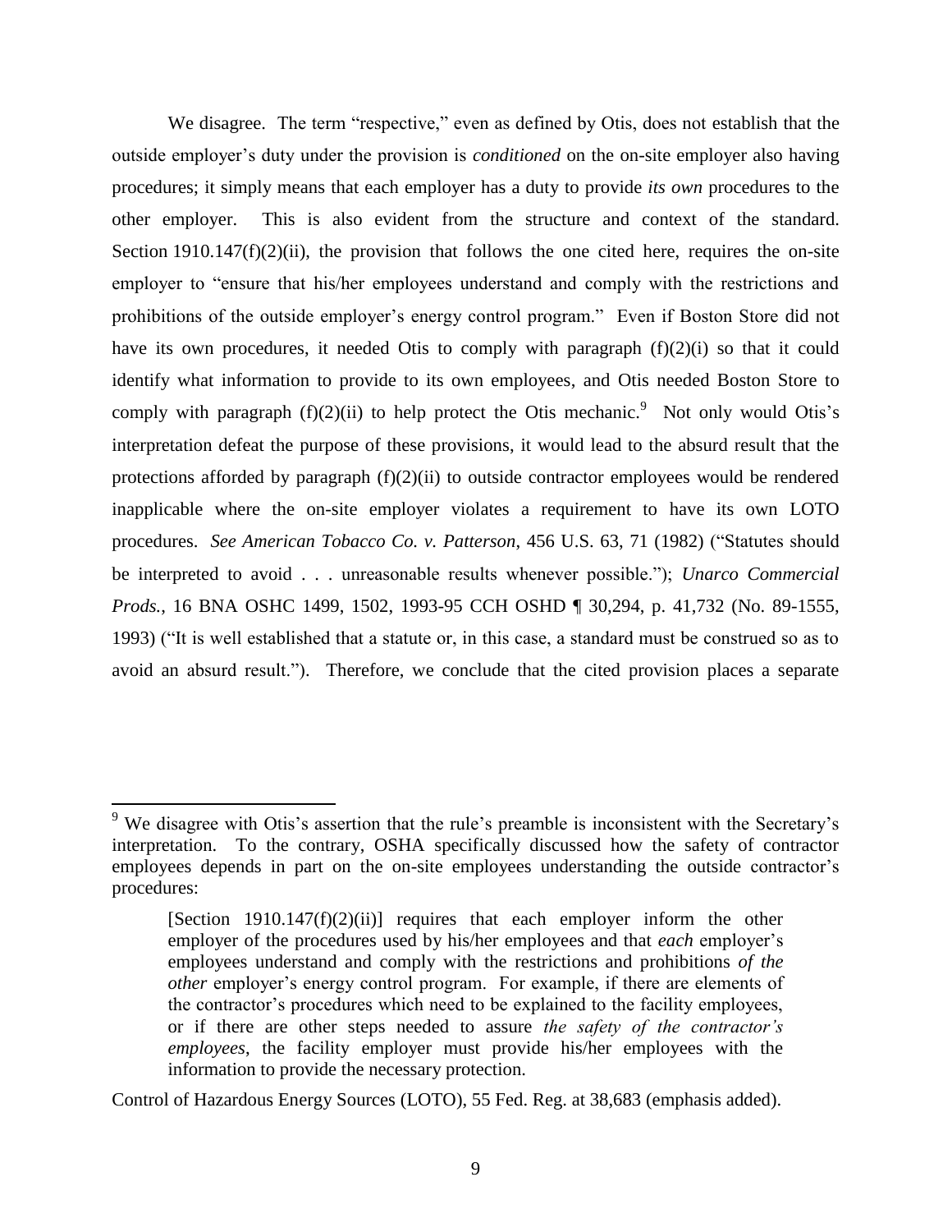We disagree. The term "respective," even as defined by Otis, does not establish that the outside employer's duty under the provision is *conditioned* on the on-site employer also having procedures; it simply means that each employer has a duty to provide *its own* procedures to the other employer. This is also evident from the structure and context of the standard. Section 1910.147(f)(2)(ii), the provision that follows the one cited here, requires the on-site employer to "ensure that his/her employees understand and comply with the restrictions and prohibitions of the outside employer's energy control program." Even if Boston Store did not have its own procedures, it needed Otis to comply with paragraph (f)(2)(i) so that it could identify what information to provide to its own employees, and Otis needed Boston Store to comply with paragraph (f)(2)(ii) to help protect the Otis mechanic.[9] Not only would Otis's interpretation defeat the purpose of these provisions, it would lead to the absurd result that the protections afforded by paragraph (f)(2)(ii) to outside contractor employees would be rendered inapplicable where the on-site employer violates a requirement to have its own LOTO procedures. *See American Tobacco Co. v. Patterson*, 456 U.S. 63, 71 (1982) ("Statutes should be interpreted to avoid . . . unreasonable results whenever possible."); *Unarco Commercial Prods.*, 16 BNA OSHC 1499, 1502, 1993-95 CCH OSHD ¶ 30,294, p. 41,732 (No. 89-1555, 1993) ("It is well established that a statute or, in this case, a standard must be construed so as to avoid an absurd result."). Therefore, we conclude that the cited provision places a separate

---

[9] We disagree with Otis's assertion that the rule's preamble is inconsistent with the Secretary's interpretation. To the contrary, OSHA specifically discussed how the safety of contractor employees depends in part on the on-site employees understanding the outside contractor's procedures:

> [Section 1910.147(f)(2)(ii)] requires that each employer inform the other employer of the procedures used by his/her employees and that *each* employer's employees understand and comply with the restrictions and prohibitions *of the other* employer's energy control program. For example, if there are elements of the contractor's procedures which need to be explained to the facility employees, or if there are other steps needed to assure *the safety of the contractor's employees*, the facility employer must provide his/her employees with the information to provide the necessary protection.

Control of Hazardous Energy Sources (LOTO), 55 Fed. Reg. at 38,683 (emphasis added).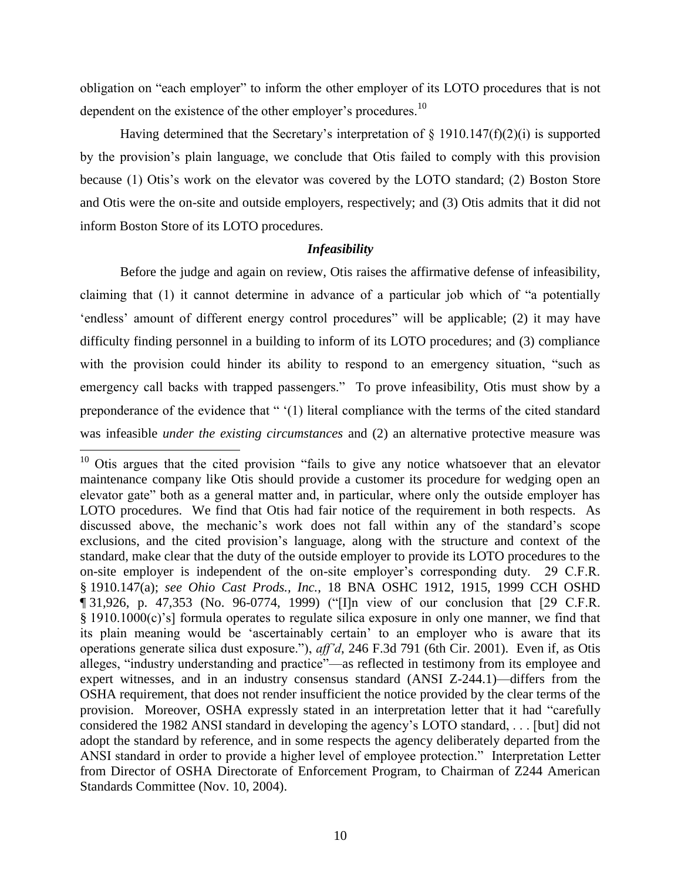obligation on "each employer" to inform the other employer of its LOTO procedures that is not dependent on the existence of the other employer's procedures.[10]

Having determined that the Secretary's interpretation of § 1910.147(f)(2)(i) is supported by the provision's plain language, we conclude that Otis failed to comply with this provision because (1) Otis's work on the elevator was covered by the LOTO standard; (2) Boston Store and Otis were the on-site and outside employers, respectively; and (3) Otis admits that it did not inform Boston Store of its LOTO procedures.

### *Infeasibility*

Before the judge and again on review, Otis raises the affirmative defense of infeasibility, claiming that (1) it cannot determine in advance of a particular job which of "a potentially 'endless' amount of different energy control procedures" will be applicable; (2) it may have difficulty finding personnel in a building to inform of its LOTO procedures; and (3) compliance with the provision could hinder its ability to respond to an emergency situation, "such as emergency call backs with trapped passengers." To prove infeasibility, Otis must show by a preponderance of the evidence that " '(1) literal compliance with the terms of the cited standard was infeasible *under the existing circumstances* and (2) an alternative protective measure was

---

[10] Otis argues that the cited provision "fails to give any notice whatsoever that an elevator maintenance company like Otis should provide a customer its procedure for wedging open an elevator gate" both as a general matter and, in particular, where only the outside employer has LOTO procedures. We find that Otis had fair notice of the requirement in both respects. As discussed above, the mechanic's work does not fall within any of the standard's scope exclusions, and the cited provision's language, along with the structure and context of the standard, make clear that the duty of the outside employer to provide its LOTO procedures to the on-site employer is independent of the on-site employer's corresponding duty. 29 C.F.R. § 1910.147(a); *see Ohio Cast Prods., Inc.*, 18 BNA OSHC 1912, 1915, 1999 CCH OSHD ¶ 31,926, p. 47,353 (No. 96-0774, 1999) ("[I]n view of our conclusion that [29 C.F.R. § 1910.1000(c)'s] formula operates to regulate silica exposure in only one manner, we find that its plain meaning would be 'ascertainably certain' to an employer who is aware that its operations generate silica dust exposure."), *aff'd*, 246 F.3d 791 (6th Cir. 2001). Even if, as Otis alleges, "industry understanding and practice"—as reflected in testimony from its employee and expert witnesses, and in an industry consensus standard (ANSI Z-244.1)—differs from the OSHA requirement, that does not render insufficient the notice provided by the clear terms of the provision. Moreover, OSHA expressly stated in an interpretation letter that it had "carefully considered the 1982 ANSI standard in developing the agency's LOTO standard, . . . [but] did not adopt the standard by reference, and in some respects the agency deliberately departed from the ANSI standard in order to provide a higher level of employee protection." Interpretation Letter from Director of OSHA Directorate of Enforcement Program, to Chairman of Z244 American Standards Committee (Nov. 10, 2004).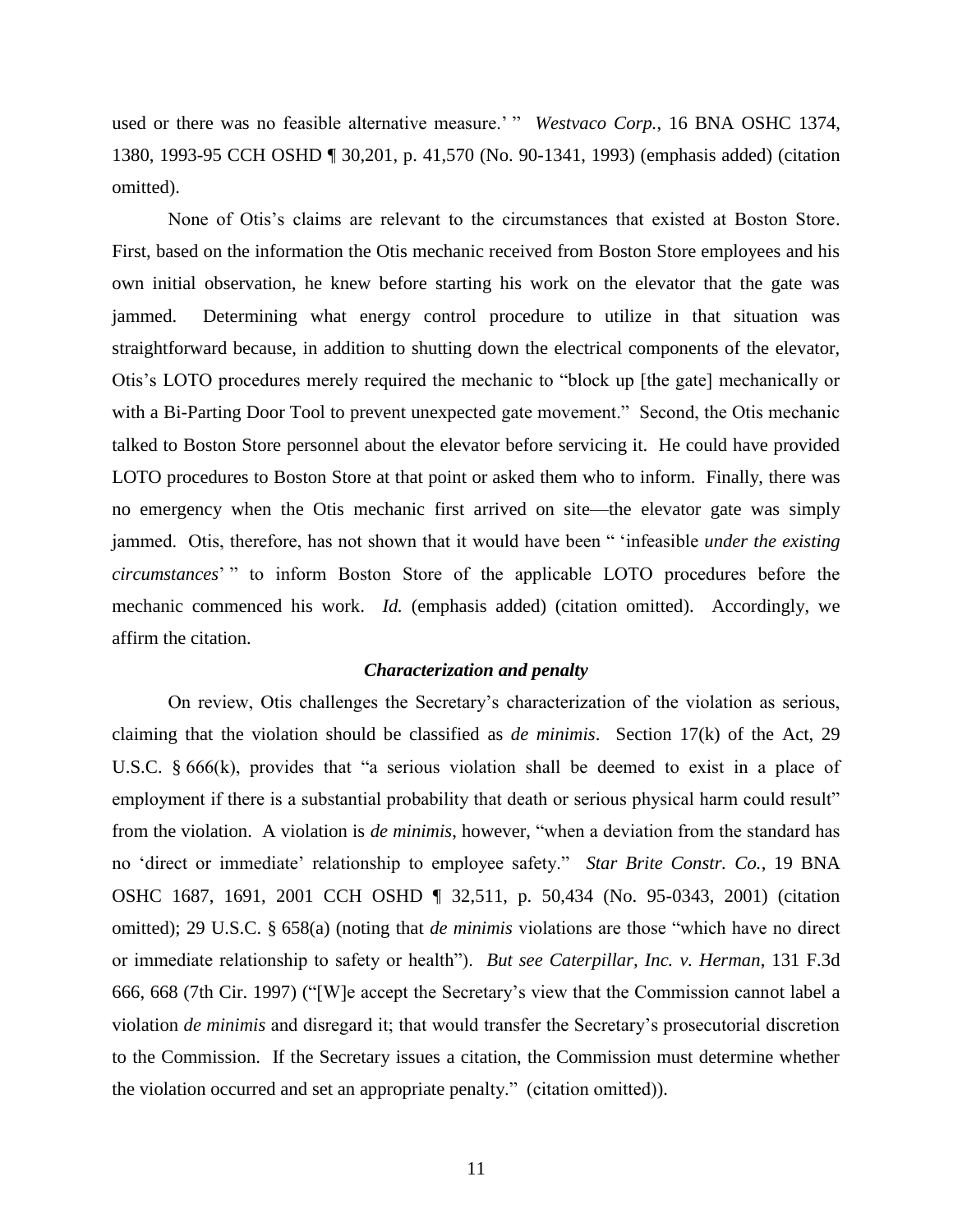used or there was no feasible alternative measure.' " *Westvaco Corp.*, 16 BNA OSHC 1374, 1380, 1993-95 CCH OSHD ¶ 30,201, p. 41,570 (No. 90-1341, 1993) (emphasis added) (citation omitted).

None of Otis's claims are relevant to the circumstances that existed at Boston Store. First, based on the information the Otis mechanic received from Boston Store employees and his own initial observation, he knew before starting his work on the elevator that the gate was jammed. Determining what energy control procedure to utilize in that situation was straightforward because, in addition to shutting down the electrical components of the elevator, Otis's LOTO procedures merely required the mechanic to "block up [the gate] mechanically or with a Bi-Parting Door Tool to prevent unexpected gate movement." Second, the Otis mechanic talked to Boston Store personnel about the elevator before servicing it. He could have provided LOTO procedures to Boston Store at that point or asked them who to inform. Finally, there was no emergency when the Otis mechanic first arrived on site—the elevator gate was simply jammed. Otis, therefore, has not shown that it would have been " 'infeasible *under the existing circumstances*' " to inform Boston Store of the applicable LOTO procedures before the mechanic commenced his work. *Id.* (emphasis added) (citation omitted). Accordingly, we affirm the citation.

### *Characterization and penalty*

On review, Otis challenges the Secretary's characterization of the violation as serious, claiming that the violation should be classified as *de minimis*. Section 17(k) of the Act, 29 U.S.C. § 666(k), provides that "a serious violation shall be deemed to exist in a place of employment if there is a substantial probability that death or serious physical harm could result" from the violation. A violation is *de minimis*, however, "when a deviation from the standard has no 'direct or immediate' relationship to employee safety." *Star Brite Constr. Co.*, 19 BNA OSHC 1687, 1691, 2001 CCH OSHD ¶ 32,511, p. 50,434 (No. 95-0343, 2001) (citation omitted); 29 U.S.C. § 658(a) (noting that *de minimis* violations are those "which have no direct or immediate relationship to safety or health"). *But see Caterpillar, Inc. v. Herman*, 131 F.3d 666, 668 (7th Cir. 1997) ("[W]e accept the Secretary's view that the Commission cannot label a violation *de minimis* and disregard it; that would transfer the Secretary's prosecutorial discretion to the Commission. If the Secretary issues a citation, the Commission must determine whether the violation occurred and set an appropriate penalty." (citation omitted)).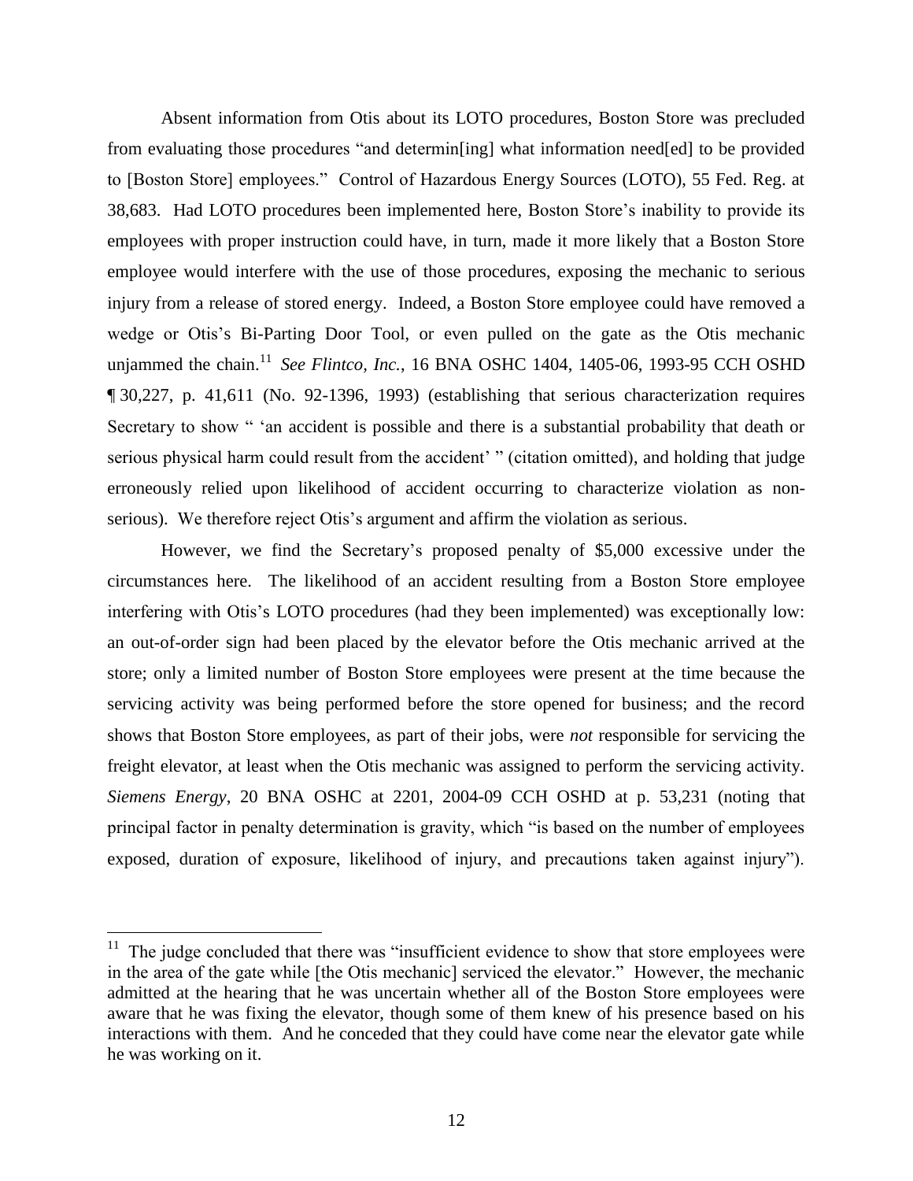Absent information from Otis about its LOTO procedures, Boston Store was precluded from evaluating those procedures "and determin[ing] what information need[ed] to be provided to [Boston Store] employees." Control of Hazardous Energy Sources (LOTO), 55 Fed. Reg. at 38,683. Had LOTO procedures been implemented here, Boston Store's inability to provide its employees with proper instruction could have, in turn, made it more likely that a Boston Store employee would interfere with the use of those procedures, exposing the mechanic to serious injury from a release of stored energy. Indeed, a Boston Store employee could have removed a wedge or Otis's Bi-Parting Door Tool, or even pulled on the gate as the Otis mechanic unjammed the chain.[11] *See Flintco, Inc.*, 16 BNA OSHC 1404, 1405-06, 1993-95 CCH OSHD ¶ 30,227, p. 41,611 (No. 92-1396, 1993) (establishing that serious characterization requires Secretary to show " 'an accident is possible and there is a substantial probability that death or serious physical harm could result from the accident' " (citation omitted), and holding that judge erroneously relied upon likelihood of accident occurring to characterize violation as non-serious). We therefore reject Otis's argument and affirm the violation as serious.

However, we find the Secretary's proposed penalty of $5,000 excessive under the circumstances here. The likelihood of an accident resulting from a Boston Store employee interfering with Otis's LOTO procedures (had they been implemented) was exceptionally low: an out-of-order sign had been placed by the elevator before the Otis mechanic arrived at the store; only a limited number of Boston Store employees were present at the time because the servicing activity was being performed before the store opened for business; and the record shows that Boston Store employees, as part of their jobs, were *not* responsible for servicing the freight elevator, at least when the Otis mechanic was assigned to perform the servicing activity. *Siemens Energy*, 20 BNA OSHC at 2201, 2004-09 CCH OSHD at p. 53,231 (noting that principal factor in penalty determination is gravity, which "is based on the number of employees exposed, duration of exposure, likelihood of injury, and precautions taken against injury").

---

[11] The judge concluded that there was "insufficient evidence to show that store employees were in the area of the gate while [the Otis mechanic] serviced the elevator." However, the mechanic admitted at the hearing that he was uncertain whether all of the Boston Store employees were aware that he was fixing the elevator, though some of them knew of his presence based on his interactions with them. And he conceded that they could have come near the elevator gate while he was working on it.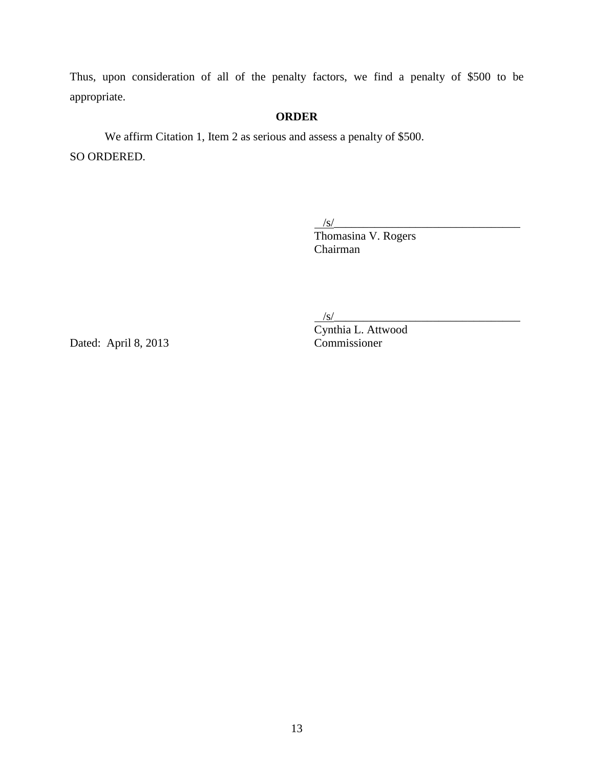Thus, upon consideration of all of the penalty factors, we find a penalty of $500 to be appropriate.

**ORDER**

We affirm Citation 1, Item 2 as serious and assess a penalty of $500.

SO ORDERED.

/s/
Thomasina V. Rogers
Chairman

/s/
Cynthia L. Attwood
Commissioner

Dated: April 8, 2013